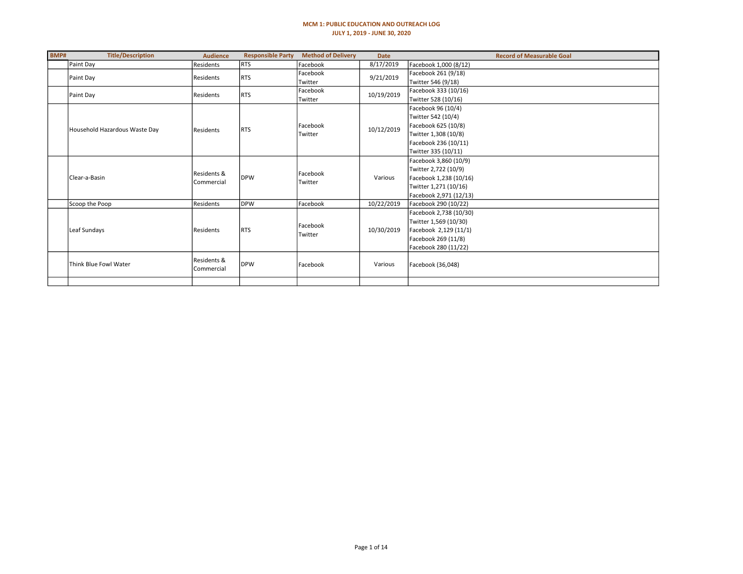**MCM 1: PUBLIC EDUCATION AND OUTREACH LOG**

**JULY 1, 2019 - JUNE 30, 2020**

| BMP# | Title/Description | Audience | Responsible Party | Method of Delivery | Date | Record of Measurable Goal |
|---|---|---|---|---|---|---|
| | Paint Day | Residents | RTS | Facebook | 8/17/2019 | Facebook 1,000 (8/12) |
| | Paint Day | Residents | RTS | Facebook<br>Twitter | 9/21/2019 | Facebook 261 (9/18)<br>Twitter 546 (9/18) |
| | Paint Day | Residents | RTS | Facebook<br>Twitter | 10/19/2019 | Facebook 333 (10/16)<br>Twitter 528 (10/16) |
| | Household Hazardous Waste Day | Residents | RTS | Facebook<br>Twitter | 10/12/2019 | Facebook 96 (10/4)<br>Twitter 542 (10/4)<br>Facebook 625 (10/8)<br>Twitter 1,308 (10/8)<br>Facebook 236 (10/11)<br>Twitter 335 (10/11) |
| | Clear-a-Basin | Residents & Commercial | DPW | Facebook<br>Twitter | Various | Facebook 3,860 (10/9)<br>Twitter 2,722 (10/9)<br>Facebook 1,238 (10/16)<br>Twitter 1,271 (10/16)<br>Facebook 2,971 (12/13) |
| | Scoop the Poop | Residents | DPW | Facebook | 10/22/2019 | Facebook 290 (10/22) |
| | Leaf Sundays | Residents | RTS | Facebook<br>Twitter | 10/30/2019 | Facebook 2,738 (10/30)<br>Twitter 1,569 (10/30)<br>Facebook 2,129 (11/1)<br>Facebook 269 (11/8)<br>Facebook 280 (11/22) |
| | Think Blue Fowl Water | Residents & Commercial | DPW | Facebook | Various | Facebook (36,048) |
| | | | | | | |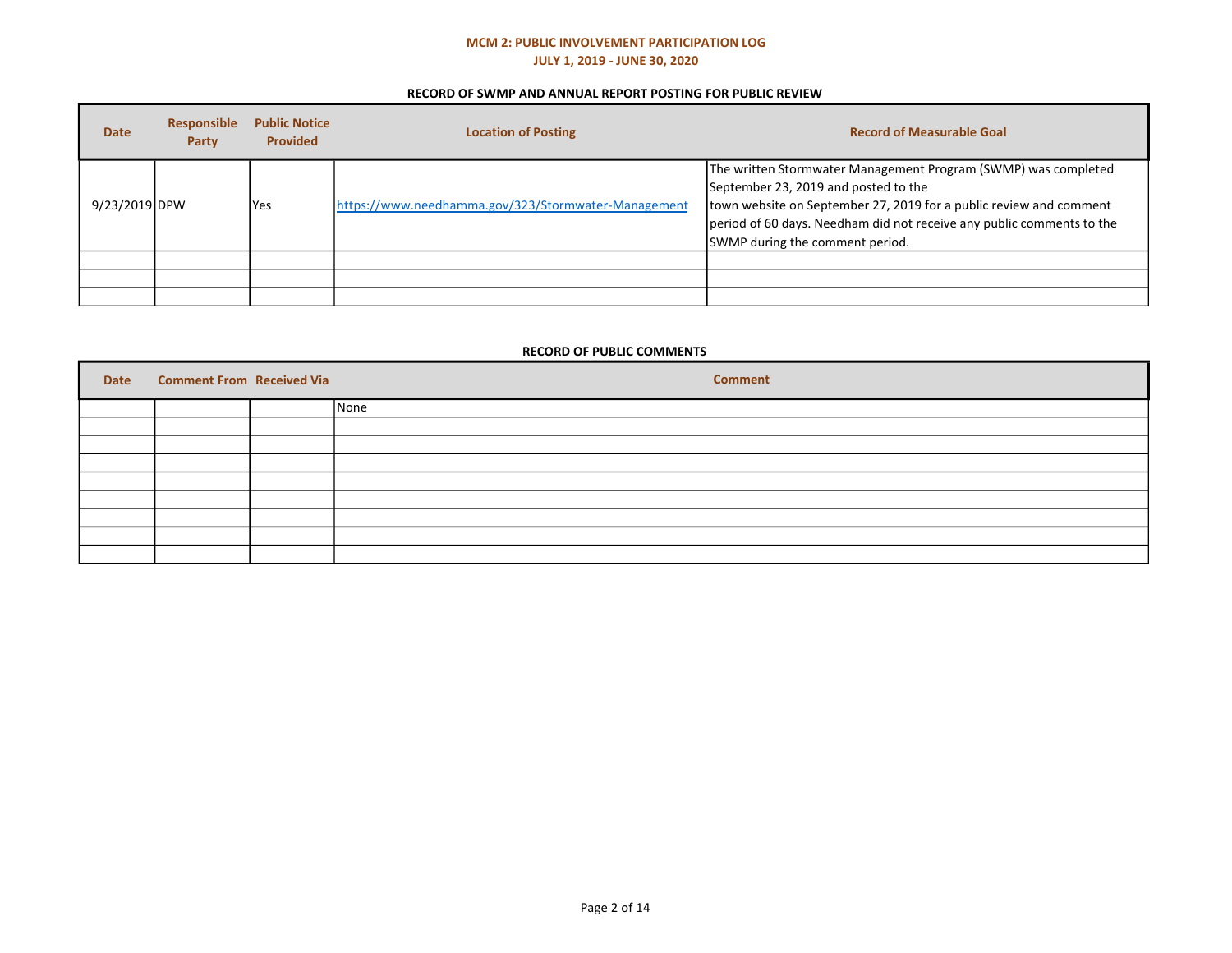## MCM 2: PUBLIC INVOLVEMENT PARTICIPATION LOG

### JULY 1, 2019 - JUNE 30, 2020

### RECORD OF SWMP AND ANNUAL REPORT POSTING FOR PUBLIC REVIEW

| Date | Responsible Party | Public Notice Provided | Location of Posting | Record of Measurable Goal |
|---|---|---|---|---|
| 9/23/2019 | DPW | Yes | https://www.needhamma.gov/323/Stormwater-Management | The written Stormwater Management Program (SWMP) was completed September 23, 2019 and posted to the town website on September 27, 2019 for a public review and comment period of 60 days. Needham did not receive any public comments to the SWMP during the comment period. |
| | | | | |
| | | | | |
| | | | | |

### RECORD OF PUBLIC COMMENTS

| Date | Comment From | Received Via | Comment |
|---|---|---|---|
| | | | None |
| | | | |
| | | | |
| | | | |
| | | | |
| | | | |
| | | | |
| | | | |
| | | | |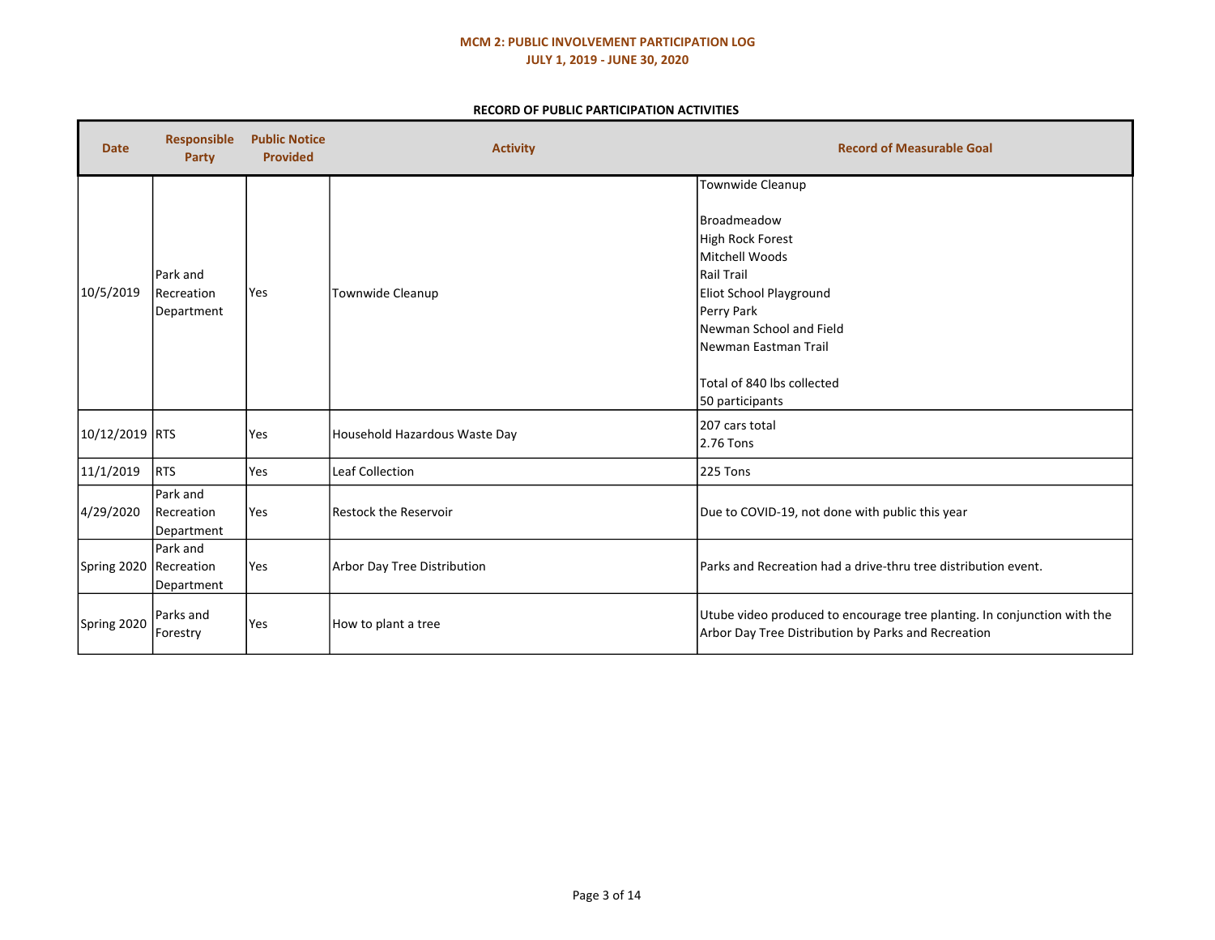**MCM 2: PUBLIC INVOLVEMENT PARTICIPATION LOG**

**JULY 1, 2019 - JUNE 30, 2020**

**RECORD OF PUBLIC PARTICIPATION ACTIVITIES**

| Date | Responsible Party | Public Notice Provided | Activity | Record of Measurable Goal |
|---|---|---|---|---|
| 10/5/2019 | Park and Recreation Department | Yes | Townwide Cleanup | Townwide Cleanup<br><br>Broadmeadow<br>High Rock Forest<br>Mitchell Woods<br>Rail Trail<br>Eliot School Playground<br>Perry Park<br>Newman School and Field<br>Newman Eastman Trail<br><br>Total of 840 lbs collected<br>50 participants |
| 10/12/2019 | RTS | Yes | Household Hazardous Waste Day | 207 cars total<br>2.76 Tons |
| 11/1/2019 | RTS | Yes | Leaf Collection | 225 Tons |
| 4/29/2020 | Park and Recreation Department | Yes | Restock the Reservoir | Due to COVID-19, not done with public this year |
| Spring 2020 | Park and Recreation Department | Yes | Arbor Day Tree Distribution | Parks and Recreation had a drive-thru tree distribution event. |
| Spring 2020 | Parks and Forestry | Yes | How to plant a tree | Utube video produced to encourage tree planting. In conjunction with the Arbor Day Tree Distribution by Parks and Recreation |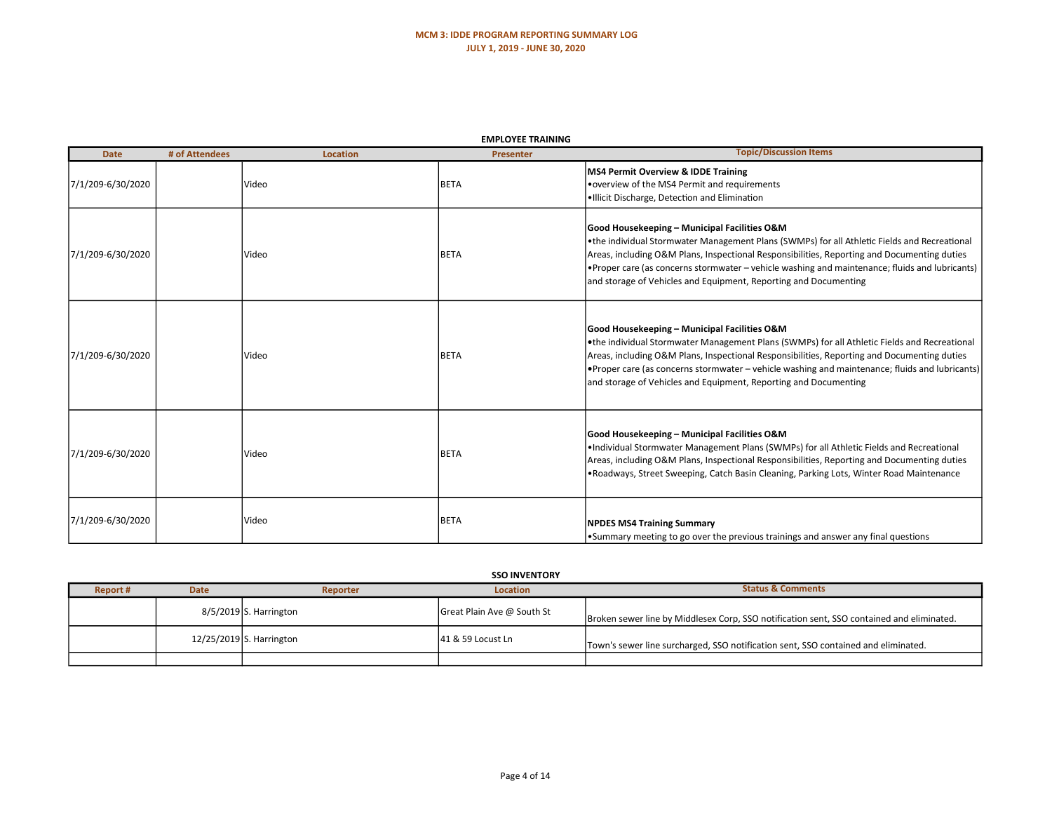# MCM 3: IDDE PROGRAM REPORTING SUMMARY LOG

## JULY 1, 2019 - JUNE 30, 2020

### EMPLOYEE TRAINING

| Date | # of Attendees | Location | Presenter | Topic/Discussion Items |
|---|---|---|---|---|
| 7/1/209-6/30/2020 | | Video | BETA | **MS4 Permit Overview & IDDE Training**<br>•overview of the MS4 Permit and requirements<br>•Illicit Discharge, Detection and Elimination |
| 7/1/209-6/30/2020 | | Video | BETA | **Good Housekeeping – Municipal Facilities O&M**<br>•the individual Stormwater Management Plans (SWMPs) for all Athletic Fields and Recreational Areas, including O&M Plans, Inspectional Responsibilities, Reporting and Documenting duties<br>•Proper care (as concerns stormwater – vehicle washing and maintenance; fluids and lubricants) and storage of Vehicles and Equipment, Reporting and Documenting |
| 7/1/209-6/30/2020 | | Video | BETA | **Good Housekeeping – Municipal Facilities O&M**<br>•the individual Stormwater Management Plans (SWMPs) for all Athletic Fields and Recreational Areas, including O&M Plans, Inspectional Responsibilities, Reporting and Documenting duties<br>•Proper care (as concerns stormwater – vehicle washing and maintenance; fluids and lubricants) and storage of Vehicles and Equipment, Reporting and Documenting |
| 7/1/209-6/30/2020 | | Video | BETA | **Good Housekeeping – Municipal Facilities O&M**<br>•Individual Stormwater Management Plans (SWMPs) for all Athletic Fields and Recreational Areas, including O&M Plans, Inspectional Responsibilities, Reporting and Documenting duties<br>•Roadways, Street Sweeping, Catch Basin Cleaning, Parking Lots, Winter Road Maintenance |
| 7/1/209-6/30/2020 | | Video | BETA | **NPDES MS4 Training Summary**<br>•Summary meeting to go over the previous trainings and answer any final questions |

### SSO INVENTORY

| Report # | Date | Reporter | Location | Status & Comments |
|---|---|---|---|---|
| | 8/5/2019 | S. Harrington | Great Plain Ave @ South St | Broken sewer line by Middlesex Corp, SSO notification sent, SSO contained and eliminated. |
| | 12/25/2019 | S. Harrington | 41 & 59 Locust Ln | Town's sewer line surcharged, SSO notification sent, SSO contained and eliminated. |
| | | | | |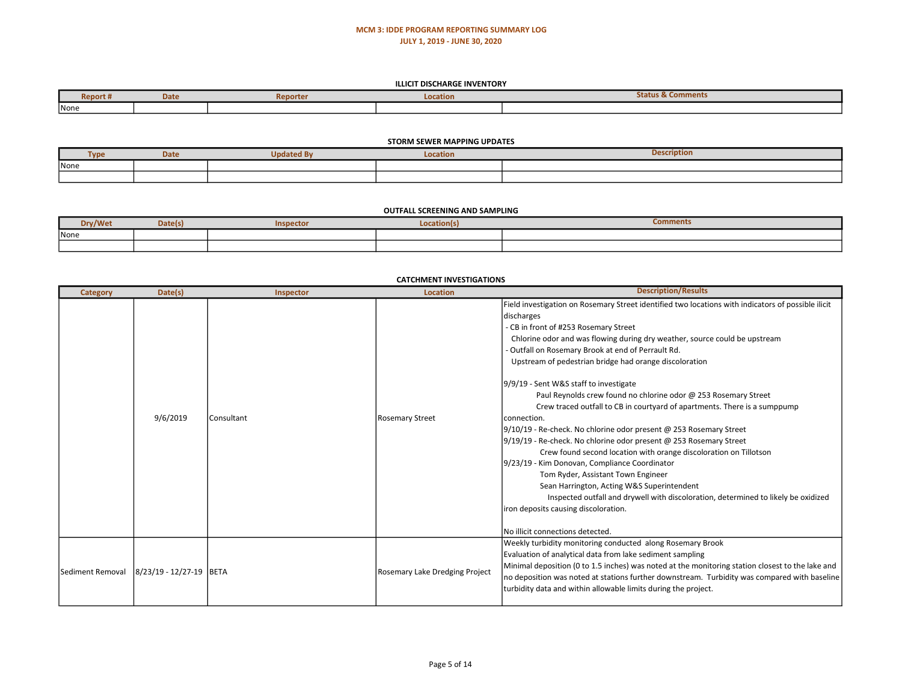# MCM 3: IDDE PROGRAM REPORTING SUMMARY LOG

## JULY 1, 2019 - JUNE 30, 2020

### ILLICIT DISCHARGE INVENTORY

| Report # | Date | Reporter | Location | Status & Comments |
|---|---|---|---|---|
| None | | | | |

### STORM SEWER MAPPING UPDATES

| Type | Date | Updated By | Location | Description |
|---|---|---|---|---|
| None | | | | |
| | | | | |

### OUTFALL SCREENING AND SAMPLING

| Dry/Wet | Date(s) | Inspector | Location(s) | Comments |
|---|---|---|---|---|
| None | | | | |
| | | | | |

### CATCHMENT INVESTIGATIONS

| Category | Date(s) | Inspector | Location | Description/Results |
|---|---|---|---|---|
| | 9/6/2019 | Consultant | Rosemary Street | Field investigation on Rosemary Street identified two locations with indicators of possible ilicit discharges<br>- CB in front of #253 Rosemary Street<br>Chlorine odor and was flowing during dry weather, source could be upstream<br>- Outfall on Rosemary Brook at end of Perrault Rd.<br>Upstream of pedestrian bridge had orange discoloration<br><br>9/9/19 - Sent W&S staff to investigate<br>Paul Reynolds crew found no chlorine odor @ 253 Rosemary Street<br>Crew traced outfall to CB in courtyard of apartments. There is a sumppump connection.<br>9/10/19 - Re-check. No chlorine odor present @ 253 Rosemary Street<br>9/19/19 - Re-check. No chlorine odor present @ 253 Rosemary Street<br>Crew found second location with orange discoloration on Tillotson<br>9/23/19 - Kim Donovan, Compliance Coordinator<br>Tom Ryder, Assistant Town Engineer<br>Sean Harrington, Acting W&S Superintendent<br>Inspected outfall and drywell with discoloration, determined to likely be oxidized iron deposits causing discoloration.<br><br>No illicit connections detected. |
| Sediment Removal | 8/23/19 - 12/27-19 | BETA | Rosemary Lake Dredging Project | Weekly turbidity monitoring conducted along Rosemary Brook<br>Evaluation of analytical data from lake sediment sampling<br>Minimal deposition (0 to 1.5 inches) was noted at the monitoring station closest to the lake and no deposition was noted at stations further downstream. Turbidity was compared with baseline turbidity data and within allowable limits during the project. |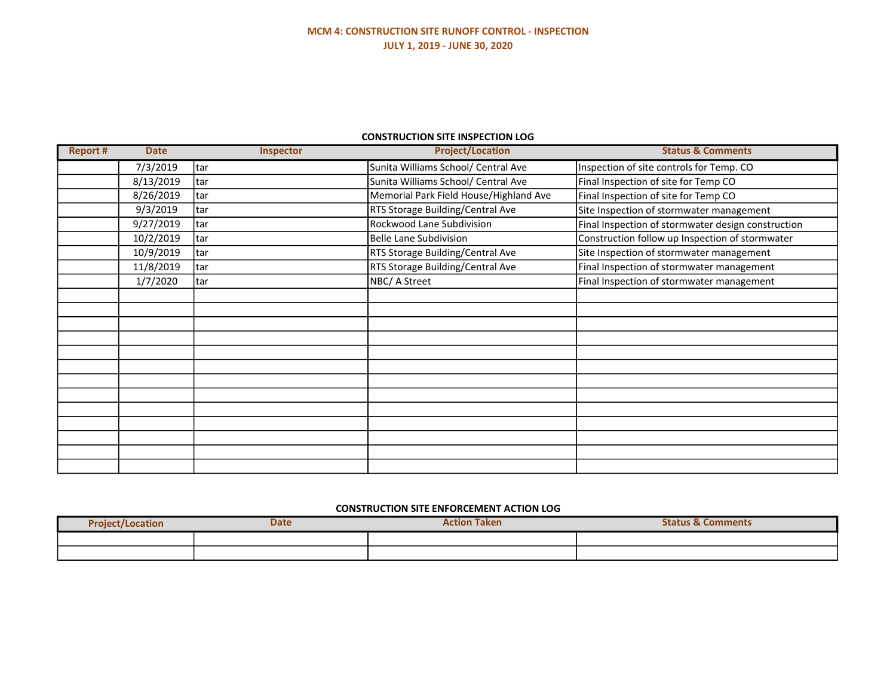# MCM 4: CONSTRUCTION SITE RUNOFF CONTROL - INSPECTION

## JULY 1, 2019 - JUNE 30, 2020

### CONSTRUCTION SITE INSPECTION LOG

| Report # | Date | Inspector | Project/Location | Status & Comments |
|---|---|---|---|---|
| | 7/3/2019 | tar | Sunita Williams School/ Central Ave | Inspection of site controls for Temp. CO |
| | 8/13/2019 | tar | Sunita Williams School/ Central Ave | Final Inspection of site for Temp CO |
| | 8/26/2019 | tar | Memorial Park Field House/Highland Ave | Final Inspection of site for Temp CO |
| | 9/3/2019 | tar | RTS Storage Building/Central Ave | Site Inspection of stormwater management |
| | 9/27/2019 | tar | Rockwood Lane Subdivision | Final Inspection of stormwater design construction |
| | 10/2/2019 | tar | Belle Lane Subdivision | Construction follow up Inspection of stormwater |
| | 10/9/2019 | tar | RTS Storage Building/Central Ave | Site Inspection of stormwater management |
| | 11/8/2019 | tar | RTS Storage Building/Central Ave | Final Inspection of stormwater management |
| | 1/7/2020 | tar | NBC/ A Street | Final Inspection of stormwater management |
| | | | | |
| | | | | |
| | | | | |
| | | | | |
| | | | | |
| | | | | |
| | | | | |
| | | | | |
| | | | | |
| | | | | |
| | | | | |
| | | | | |
| | | | | |

### CONSTRUCTION SITE ENFORCEMENT ACTION LOG

| Project/Location | Date | Action Taken | Status & Comments |
|---|---|---|---|
| | | | |
| | | | |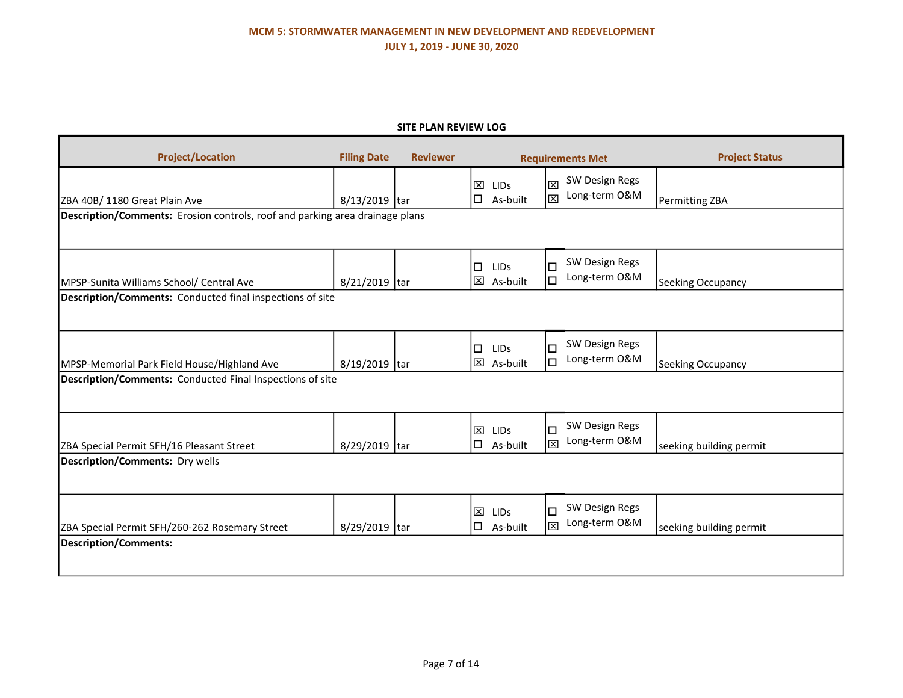**MCM 5: STORMWATER MANAGEMENT IN NEW DEVELOPMENT AND REDEVELOPMENT**

**JULY 1, 2019 - JUNE 30, 2020**

**SITE PLAN REVIEW LOG**

| Project/Location | Filing Date | Reviewer | Requirements Met | | Project Status |
|---|---|---|---|---|---|
| ZBA 40B/ 1180 Great Plain Ave | 8/13/2019 | tar | ☒ LIDs<br>☐ As-built | ☒ SW Design Regs<br>☒ Long-term O&M | Permitting ZBA |
| **Description/Comments:** Erosion controls, roof and parking area drainage plans | | | | | |
| MPSP-Sunita Williams School/ Central Ave | 8/21/2019 | tar | ☐ LIDs<br>☒ As-built | ☐ SW Design Regs<br>☐ Long-term O&M | Seeking Occupancy |
| **Description/Comments:** Conducted final inspections of site | | | | | |
| MPSP-Memorial Park Field House/Highland Ave | 8/19/2019 | tar | ☐ LIDs<br>☒ As-built | ☐ SW Design Regs<br>☐ Long-term O&M | Seeking Occupancy |
| **Description/Comments:** Conducted Final Inspections of site | | | | | |
| ZBA Special Permit SFH/16 Pleasant Street | 8/29/2019 | tar | ☒ LIDs<br>☐ As-built | ☐ SW Design Regs<br>☒ Long-term O&M | seeking building permit |
| **Description/Comments:** Dry wells | | | | | |
| ZBA Special Permit SFH/260-262 Rosemary Street | 8/29/2019 | tar | ☒ LIDs<br>☐ As-built | ☐ SW Design Regs<br>☒ Long-term O&M | seeking building permit |
| **Description/Comments:** | | | | | |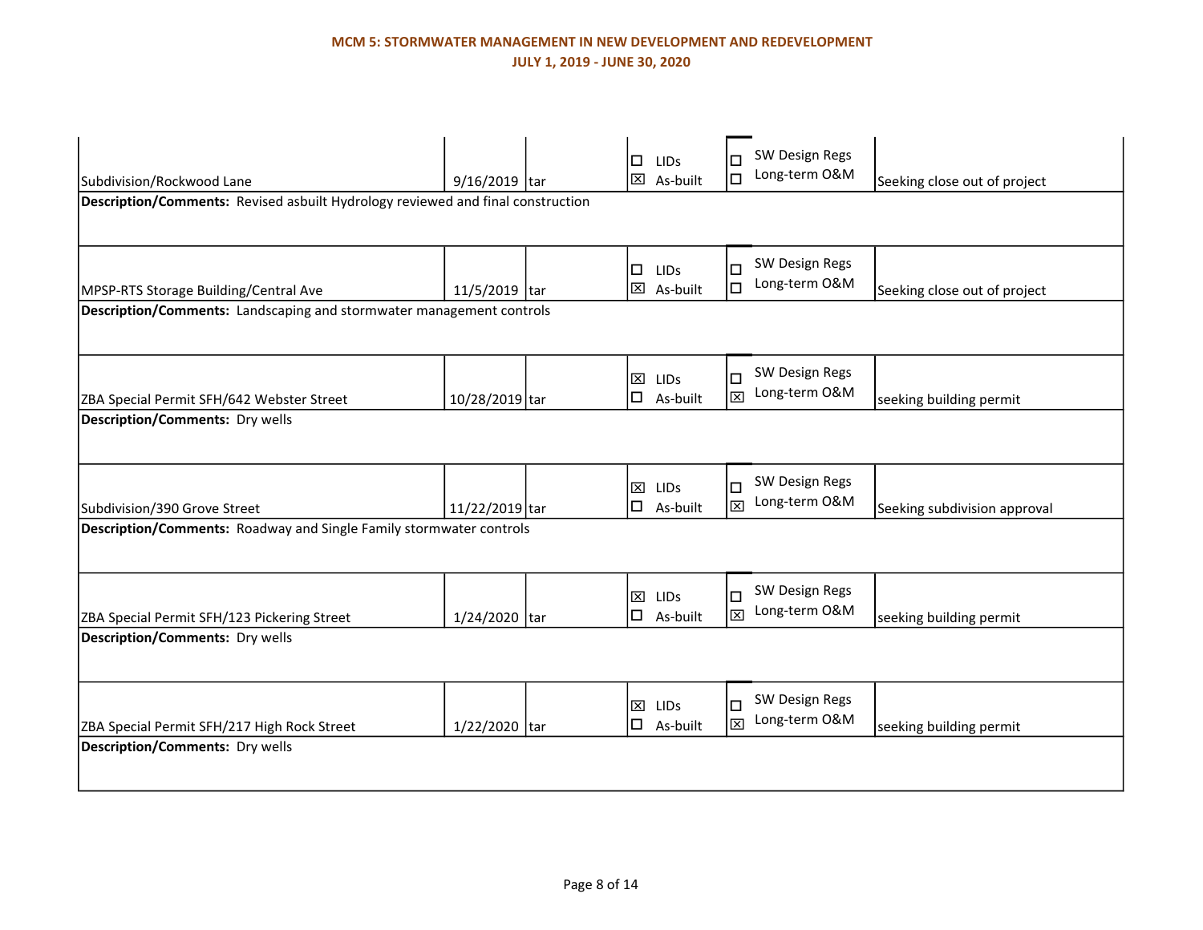**MCM 5: STORMWATER MANAGEMENT IN NEW DEVELOPMENT AND REDEVELOPMENT**

**JULY 1, 2019 - JUNE 30, 2020**

| | | | | | |
|---|---|---|---|---|---|
| Subdivision/Rockwood Lane | 9/16/2019 | tar | ☐ LIDs<br>☒ As-built | ☐ SW Design Regs<br>☐ Long-term O&M | Seeking close out of project |
| **Description/Comments:** Revised asbuilt Hydrology reviewed and final construction | | | | | |
| MPSP-RTS Storage Building/Central Ave | 11/5/2019 | tar | ☐ LIDs<br>☒ As-built | ☐ SW Design Regs<br>☐ Long-term O&M | Seeking close out of project |
| **Description/Comments:** Landscaping and stormwater management controls | | | | | |
| ZBA Special Permit SFH/642 Webster Street | 10/28/2019 | tar | ☒ LIDs<br>☐ As-built | ☐ SW Design Regs<br>☒ Long-term O&M | seeking building permit |
| **Description/Comments:** Dry wells | | | | | |
| Subdivision/390 Grove Street | 11/22/2019 | tar | ☒ LIDs<br>☐ As-built | ☐ SW Design Regs<br>☒ Long-term O&M | Seeking subdivision approval |
| **Description/Comments:** Roadway and Single Family stormwater controls | | | | | |
| ZBA Special Permit SFH/123 Pickering Street | 1/24/2020 | tar | ☒ LIDs<br>☐ As-built | ☐ SW Design Regs<br>☒ Long-term O&M | seeking building permit |
| **Description/Comments:** Dry wells | | | | | |
| ZBA Special Permit SFH/217 High Rock Street | 1/22/2020 | tar | ☒ LIDs<br>☐ As-built | ☐ SW Design Regs<br>☒ Long-term O&M | seeking building permit |
| **Description/Comments:** Dry wells | | | | | |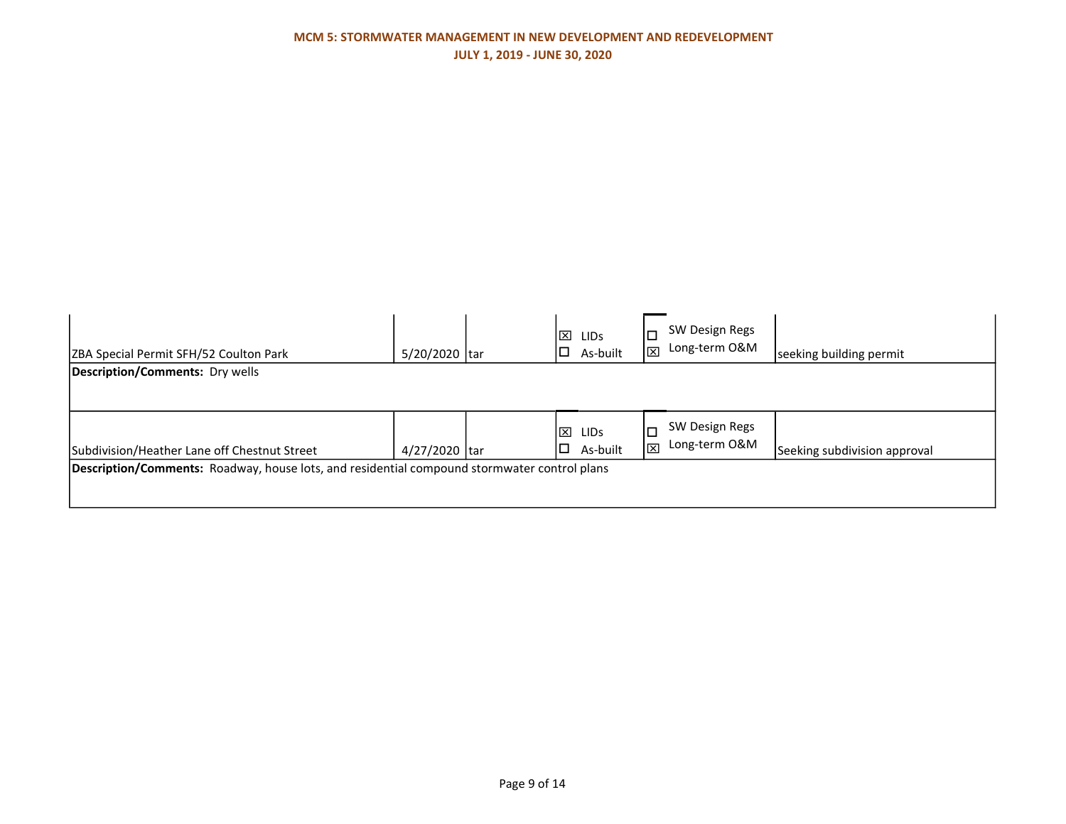**MCM 5: STORMWATER MANAGEMENT IN NEW DEVELOPMENT AND REDEVELOPMENT**

**JULY 1, 2019 - JUNE 30, 2020**

| | | | | | |
|---|---|---|---|---|---|
| ZBA Special Permit SFH/52 Coulton Park | 5/20/2020 | tar | ☒ LIDs<br>☐ As-built | ☐ SW Design Regs<br>☒ Long-term O&M | seeking building permit |
| **Description/Comments:** Dry wells | | | | | |
| Subdivision/Heather Lane off Chestnut Street | 4/27/2020 | tar | ☒ LIDs<br>☐ As-built | ☐ SW Design Regs<br>☒ Long-term O&M | Seeking subdivision approval |
| **Description/Comments:** Roadway, house lots, and residential compound stormwater control plans | | | | | |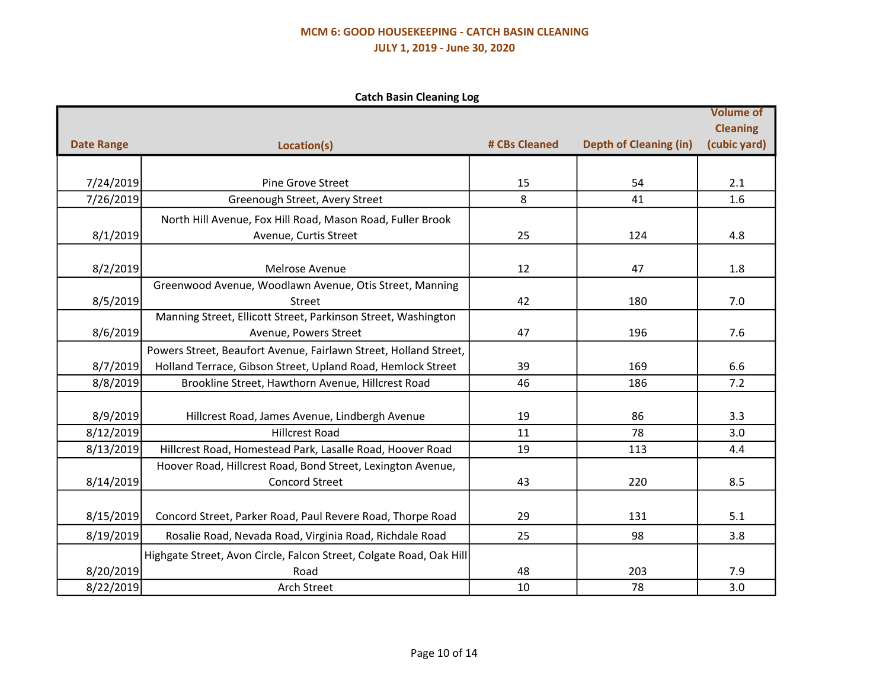# MCM 6: GOOD HOUSEKEEPING - CATCH BASIN CLEANING

## JULY 1, 2019 - June 30, 2020

### Catch Basin Cleaning Log

| Date Range | Location(s) | # CBs Cleaned | Depth of Cleaning (in) | Volume of Cleaning (cubic yard) |
|---|---|---|---|---|
| 7/24/2019 | Pine Grove Street | 15 | 54 | 2.1 |
| 7/26/2019 | Greenough Street, Avery Street | 8 | 41 | 1.6 |
| 8/1/2019 | North Hill Avenue, Fox Hill Road, Mason Road, Fuller Brook Avenue, Curtis Street | 25 | 124 | 4.8 |
| 8/2/2019 | Melrose Avenue | 12 | 47 | 1.8 |
| 8/5/2019 | Greenwood Avenue, Woodlawn Avenue, Otis Street, Manning Street | 42 | 180 | 7.0 |
| 8/6/2019 | Manning Street, Ellicott Street, Parkinson Street, Washington Avenue, Powers Street | 47 | 196 | 7.6 |
| 8/7/2019 | Powers Street, Beaufort Avenue, Fairlawn Street, Holland Street, Holland Terrace, Gibson Street, Upland Road, Hemlock Street | 39 | 169 | 6.6 |
| 8/8/2019 | Brookline Street, Hawthorn Avenue, Hillcrest Road | 46 | 186 | 7.2 |
| 8/9/2019 | Hillcrest Road, James Avenue, Lindbergh Avenue | 19 | 86 | 3.3 |
| 8/12/2019 | Hillcrest Road | 11 | 78 | 3.0 |
| 8/13/2019 | Hillcrest Road, Homestead Park, Lasalle Road, Hoover Road | 19 | 113 | 4.4 |
| 8/14/2019 | Hoover Road, Hillcrest Road, Bond Street, Lexington Avenue, Concord Street | 43 | 220 | 8.5 |
| 8/15/2019 | Concord Street, Parker Road, Paul Revere Road, Thorpe Road | 29 | 131 | 5.1 |
| 8/19/2019 | Rosalie Road, Nevada Road, Virginia Road, Richdale Road | 25 | 98 | 3.8 |
| 8/20/2019 | Highgate Street, Avon Circle, Falcon Street, Colgate Road, Oak Hill Road | 48 | 203 | 7.9 |
| 8/22/2019 | Arch Street | 10 | 78 | 3.0 |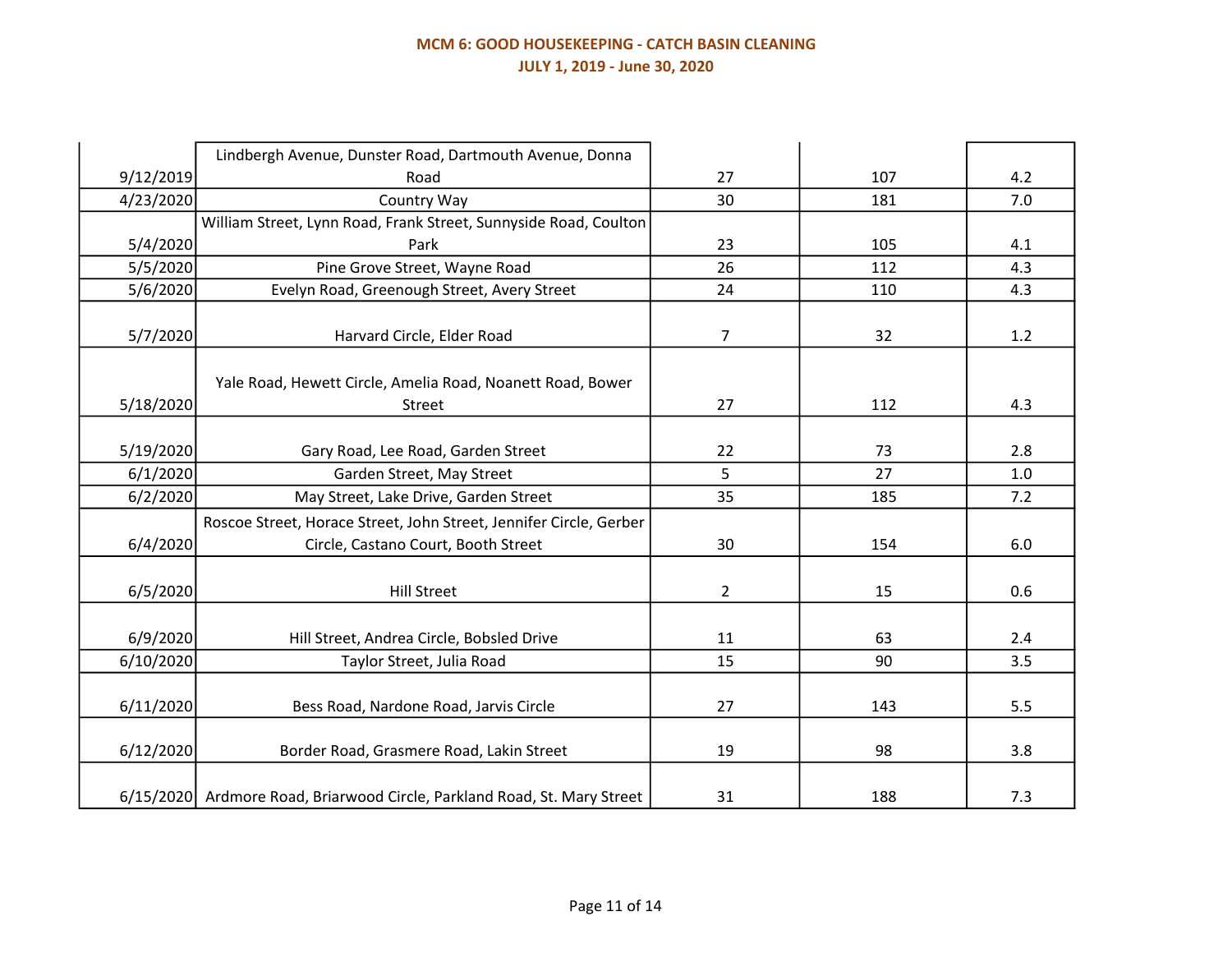**MCM 6: GOOD HOUSEKEEPING - CATCH BASIN CLEANING**

**JULY 1, 2019 - June 30, 2020**

| | | | | |
|---|---|---|---|---|
| 9/12/2019 | Lindbergh Avenue, Dunster Road, Dartmouth Avenue, Donna Road | 27 | 107 | 4.2 |
| 4/23/2020 | Country Way | 30 | 181 | 7.0 |
| 5/4/2020 | William Street, Lynn Road, Frank Street, Sunnyside Road, Coulton Park | 23 | 105 | 4.1 |
| 5/5/2020 | Pine Grove Street, Wayne Road | 26 | 112 | 4.3 |
| 5/6/2020 | Evelyn Road, Greenough Street, Avery Street | 24 | 110 | 4.3 |
| 5/7/2020 | Harvard Circle, Elder Road | 7 | 32 | 1.2 |
| 5/18/2020 | Yale Road, Hewett Circle, Amelia Road, Noanett Road, Bower Street | 27 | 112 | 4.3 |
| 5/19/2020 | Gary Road, Lee Road, Garden Street | 22 | 73 | 2.8 |
| 6/1/2020 | Garden Street, May Street | 5 | 27 | 1.0 |
| 6/2/2020 | May Street, Lake Drive, Garden Street | 35 | 185 | 7.2 |
| 6/4/2020 | Roscoe Street, Horace Street, John Street, Jennifer Circle, Gerber Circle, Castano Court, Booth Street | 30 | 154 | 6.0 |
| 6/5/2020 | Hill Street | 2 | 15 | 0.6 |
| 6/9/2020 | Hill Street, Andrea Circle, Bobsled Drive | 11 | 63 | 2.4 |
| 6/10/2020 | Taylor Street, Julia Road | 15 | 90 | 3.5 |
| 6/11/2020 | Bess Road, Nardone Road, Jarvis Circle | 27 | 143 | 5.5 |
| 6/12/2020 | Border Road, Grasmere Road, Lakin Street | 19 | 98 | 3.8 |
| 6/15/2020 | Ardmore Road, Briarwood Circle, Parkland Road, St. Mary Street | 31 | 188 | 7.3 |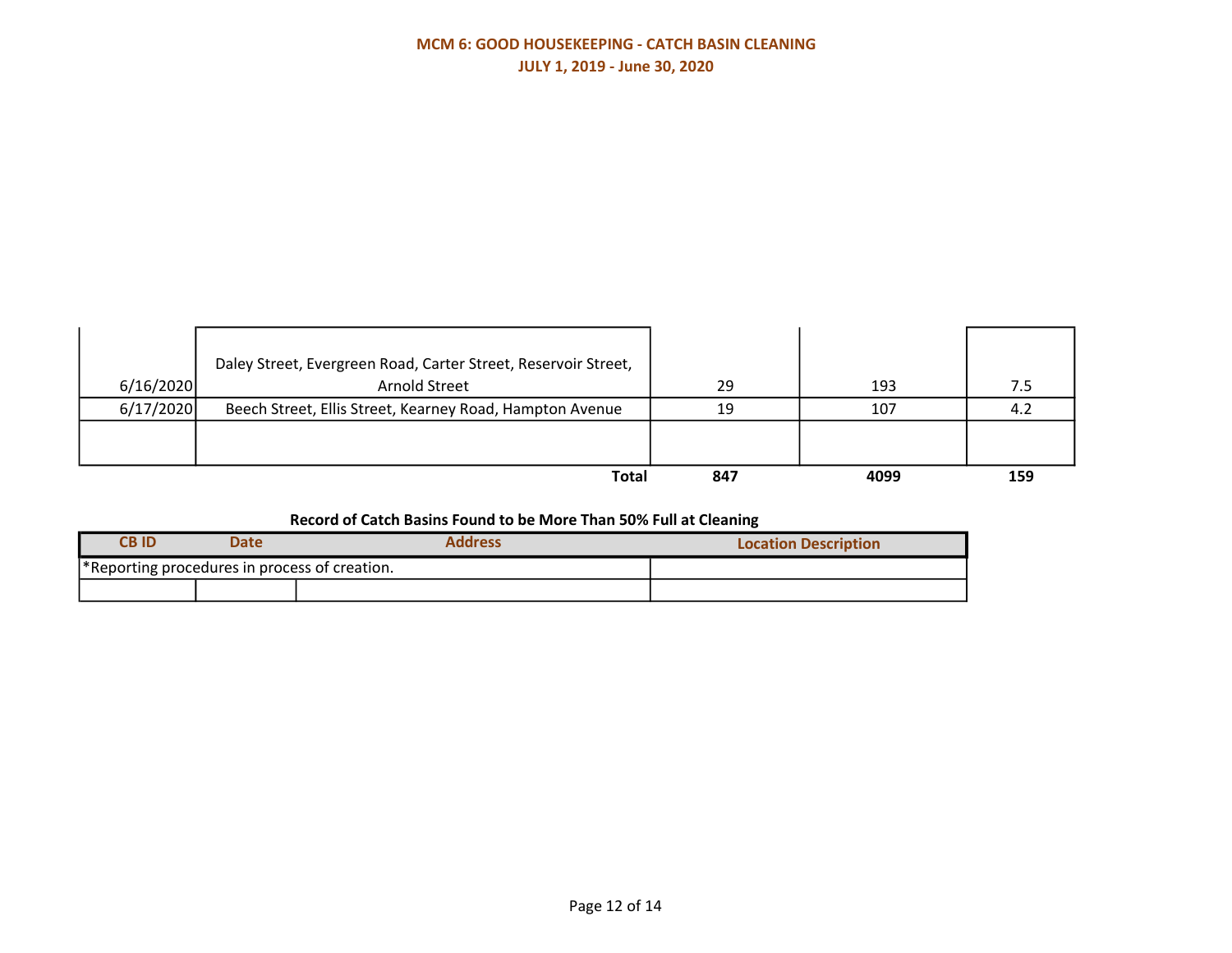## MCM 6: GOOD HOUSEKEEPING - CATCH BASIN CLEANING

**JULY 1, 2019 - June 30, 2020**

| | | | | |
|---|---|---|---|---|
| 6/16/2020 | Daley Street, Evergreen Road, Carter Street, Reservoir Street, Arnold Street | 29 | 193 | 7.5 |
| 6/17/2020 | Beech Street, Ellis Street, Kearney Road, Hampton Avenue | 19 | 107 | 4.2 |
| | | | | |
| | **Total** | **847** | **4099** | **159** |

**Record of Catch Basins Found to be More Than 50% Full at Cleaning**

| CB ID | Date | Address | Location Description |
|---|---|---|---|
| *Reporting procedures in process of creation. | | | |
| | | | |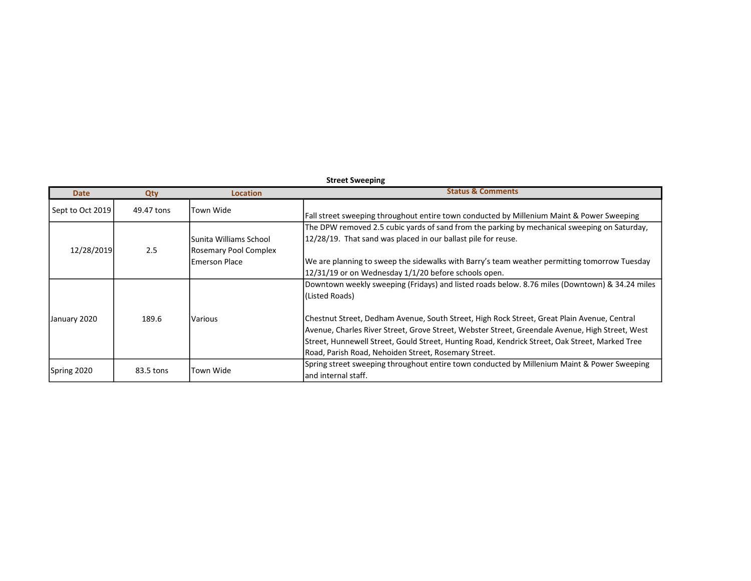**Street Sweeping**

| Date | Qty | Location | Status & Comments |
|---|---|---|---|
| Sept to Oct 2019 | 49.47 tons | Town Wide | Fall street sweeping throughout entire town conducted by Millenium Maint & Power Sweeping |
| 12/28/2019 | 2.5 | Sunita Williams School<br>Rosemary Pool Complex<br>Emerson Place | The DPW removed 2.5 cubic yards of sand from the parking by mechanical sweeping on Saturday, 12/28/19. That sand was placed in our ballast pile for reuse.<br><br>We are planning to sweep the sidewalks with Barry's team weather permitting tomorrow Tuesday 12/31/19 or on Wednesday 1/1/20 before schools open. |
| January 2020 | 189.6 | Various | Downtown weekly sweeping (Fridays) and listed roads below. 8.76 miles (Downtown) & 34.24 miles (Listed Roads)<br><br>Chestnut Street, Dedham Avenue, South Street, High Rock Street, Great Plain Avenue, Central Avenue, Charles River Street, Grove Street, Webster Street, Greendale Avenue, High Street, West Street, Hunnewell Street, Gould Street, Hunting Road, Kendrick Street, Oak Street, Marked Tree Road, Parish Road, Nehoiden Street, Rosemary Street. |
| Spring 2020 | 83.5 tons | Town Wide | Spring street sweeping throughout entire town conducted by Millenium Maint & Power Sweeping and internal staff. |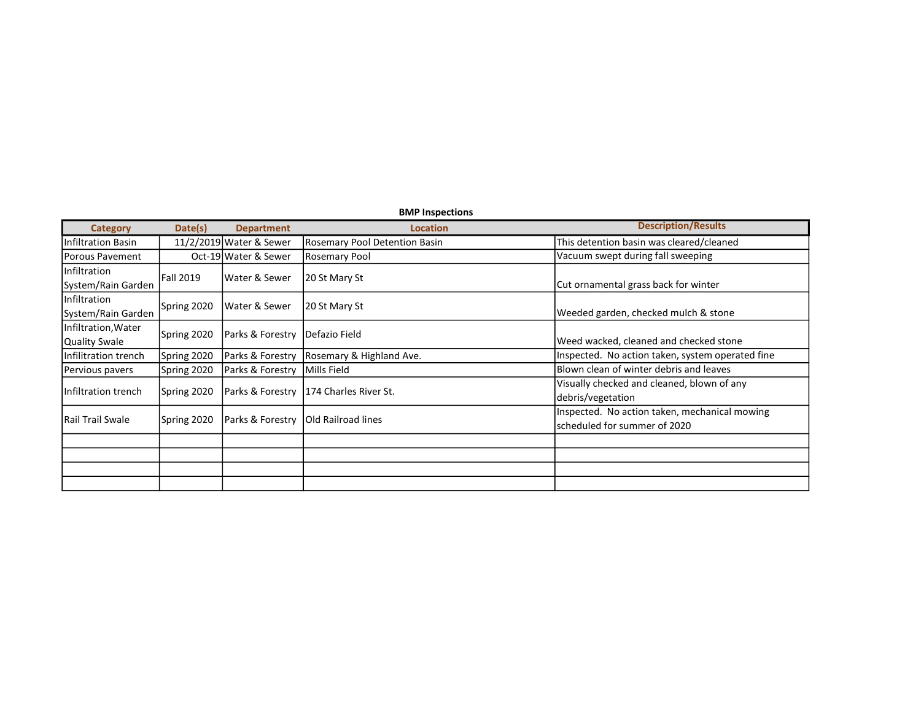**BMP Inspections**

| Category | Date(s) | Department | Location | Description/Results |
|---|---|---|---|---|
| Infiltration Basin | 11/2/2019 | Water & Sewer | Rosemary Pool Detention Basin | This detention basin was cleared/cleaned |
| Porous Pavement | Oct-19 | Water & Sewer | Rosemary Pool | Vacuum swept during fall sweeping |
| Infiltration System/Rain Garden | Fall 2019 | Water & Sewer | 20 St Mary St | Cut ornamental grass back for winter |
| Infiltration System/Rain Garden | Spring 2020 | Water & Sewer | 20 St Mary St | Weeded garden, checked mulch & stone |
| Infiltration,Water Quality Swale | Spring 2020 | Parks & Forestry | Defazio Field | Weed wacked, cleaned and checked stone |
| Infilitration trench | Spring 2020 | Parks & Forestry | Rosemary & Highland Ave. | Inspected. No action taken, system operated fine |
| Pervious pavers | Spring 2020 | Parks & Forestry | Mills Field | Blown clean of winter debris and leaves |
| Infiltration trench | Spring 2020 | Parks & Forestry | 174 Charles River St. | Visually checked and cleaned, blown of any debris/vegetation |
| Rail Trail Swale | Spring 2020 | Parks & Forestry | Old Railroad lines | Inspected. No action taken, mechanical mowing scheduled for summer of 2020 |
| | | | | |
| | | | | |
| | | | | |
| | | | | |